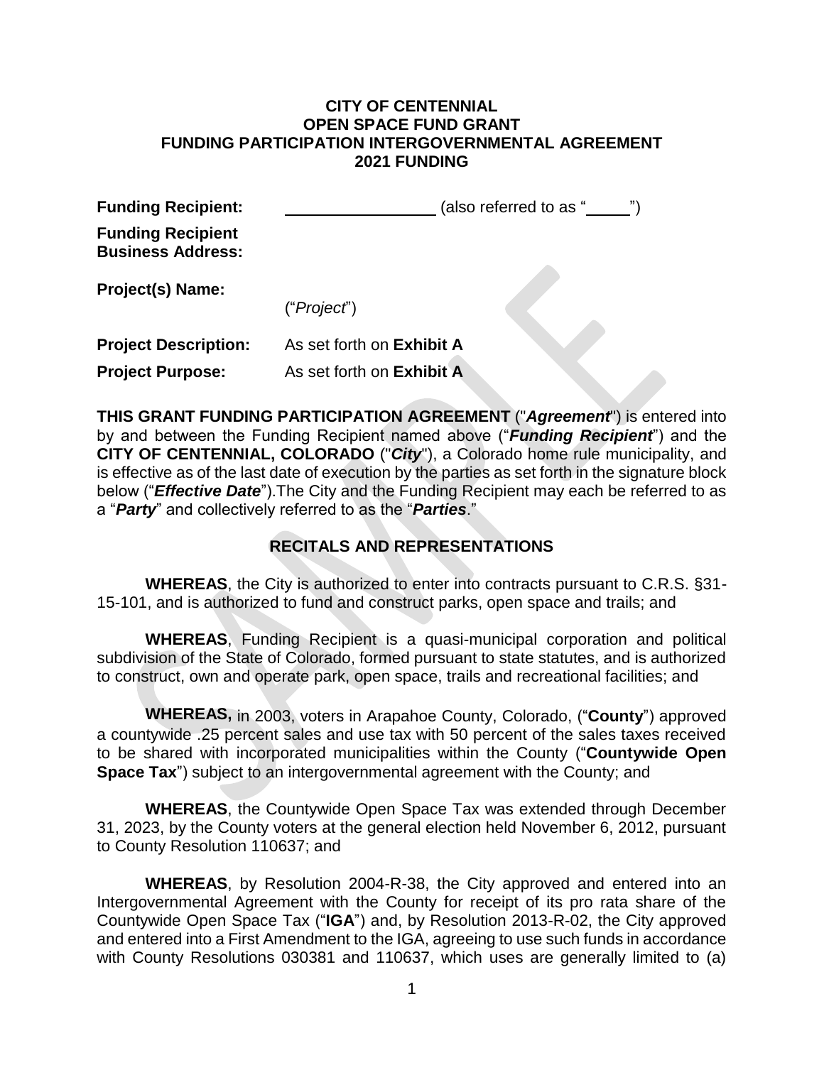**CITY OF CENTENNIAL**
**OPEN SPACE FUND GRANT**
**FUNDING PARTICIPATION INTERGOVERNMENTAL AGREEMENT**
**2021 FUNDING**

**Funding Recipient:** \_\_\_\_\_\_\_\_\_\_\_\_\_\_\_\_ (also referred to as "\_\_\_\_\_")

**Funding Recipient Business Address:**

**Project(s) Name:** ("*Project*")

**Project Description:** As set forth on **Exhibit A**

**Project Purpose:** As set forth on **Exhibit A**

**THIS GRANT FUNDING PARTICIPATION AGREEMENT** ("***Agreement***") is entered into by and between the Funding Recipient named above ("***Funding Recipient***") and the **CITY OF CENTENNIAL, COLORADO** ("***City***"), a Colorado home rule municipality, and is effective as of the last date of execution by the parties as set forth in the signature block below ("***Effective Date***").The City and the Funding Recipient may each be referred to as a "***Party***" and collectively referred to as the "***Parties***."

**RECITALS AND REPRESENTATIONS**

**WHEREAS**, the City is authorized to enter into contracts pursuant to C.R.S. §31-15-101, and is authorized to fund and construct parks, open space and trails; and

**WHEREAS**, Funding Recipient is a quasi-municipal corporation and political subdivision of the State of Colorado, formed pursuant to state statutes, and is authorized to construct, own and operate park, open space, trails and recreational facilities; and

**WHEREAS,** in 2003, voters in Arapahoe County, Colorado, ("**County**") approved a countywide .25 percent sales and use tax with 50 percent of the sales taxes received to be shared with incorporated municipalities within the County ("**Countywide Open Space Tax**") subject to an intergovernmental agreement with the County; and

**WHEREAS**, the Countywide Open Space Tax was extended through December 31, 2023, by the County voters at the general election held November 6, 2012, pursuant to County Resolution 110637; and

**WHEREAS**, by Resolution 2004-R-38, the City approved and entered into an Intergovernmental Agreement with the County for receipt of its pro rata share of the Countywide Open Space Tax ("**IGA**") and, by Resolution 2013-R-02, the City approved and entered into a First Amendment to the IGA, agreeing to use such funds in accordance with County Resolutions 030381 and 110637, which uses are generally limited to (a)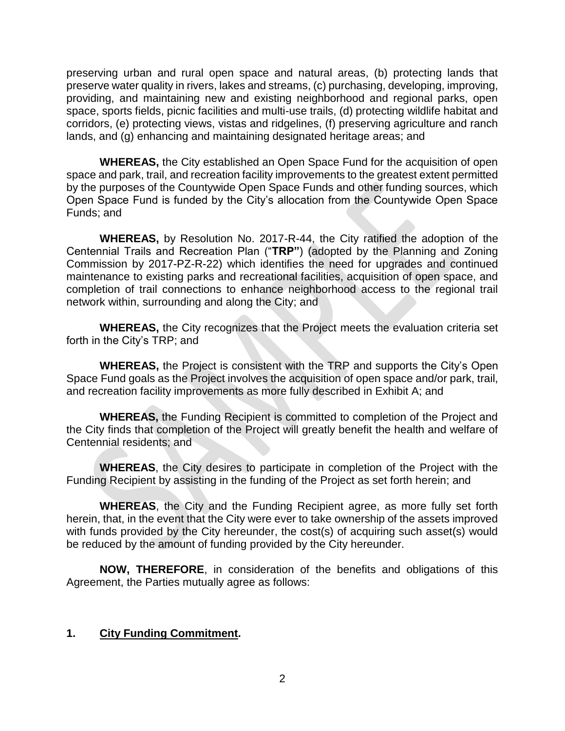preserving urban and rural open space and natural areas, (b) protecting lands that preserve water quality in rivers, lakes and streams, (c) purchasing, developing, improving, providing, and maintaining new and existing neighborhood and regional parks, open space, sports fields, picnic facilities and multi-use trails, (d) protecting wildlife habitat and corridors, (e) protecting views, vistas and ridgelines, (f) preserving agriculture and ranch lands, and (g) enhancing and maintaining designated heritage areas; and

**WHEREAS,** the City established an Open Space Fund for the acquisition of open space and park, trail, and recreation facility improvements to the greatest extent permitted by the purposes of the Countywide Open Space Funds and other funding sources, which Open Space Fund is funded by the City's allocation from the Countywide Open Space Funds; and

**WHEREAS,** by Resolution No. 2017-R-44, the City ratified the adoption of the Centennial Trails and Recreation Plan ("**TRP"**) (adopted by the Planning and Zoning Commission by 2017-PZ-R-22) which identifies the need for upgrades and continued maintenance to existing parks and recreational facilities, acquisition of open space, and completion of trail connections to enhance neighborhood access to the regional trail network within, surrounding and along the City; and

**WHEREAS,** the City recognizes that the Project meets the evaluation criteria set forth in the City's TRP; and

**WHEREAS,** the Project is consistent with the TRP and supports the City's Open Space Fund goals as the Project involves the acquisition of open space and/or park, trail, and recreation facility improvements as more fully described in Exhibit A; and

**WHEREAS,** the Funding Recipient is committed to completion of the Project and the City finds that completion of the Project will greatly benefit the health and welfare of Centennial residents; and

**WHEREAS**, the City desires to participate in completion of the Project with the Funding Recipient by assisting in the funding of the Project as set forth herein; and

**WHEREAS**, the City and the Funding Recipient agree, as more fully set forth herein, that, in the event that the City were ever to take ownership of the assets improved with funds provided by the City hereunder, the cost(s) of acquiring such asset(s) would be reduced by the amount of funding provided by the City hereunder.

**NOW, THEREFORE**, in consideration of the benefits and obligations of this Agreement, the Parties mutually agree as follows:

**1. <u>City Funding Commitment</u>.**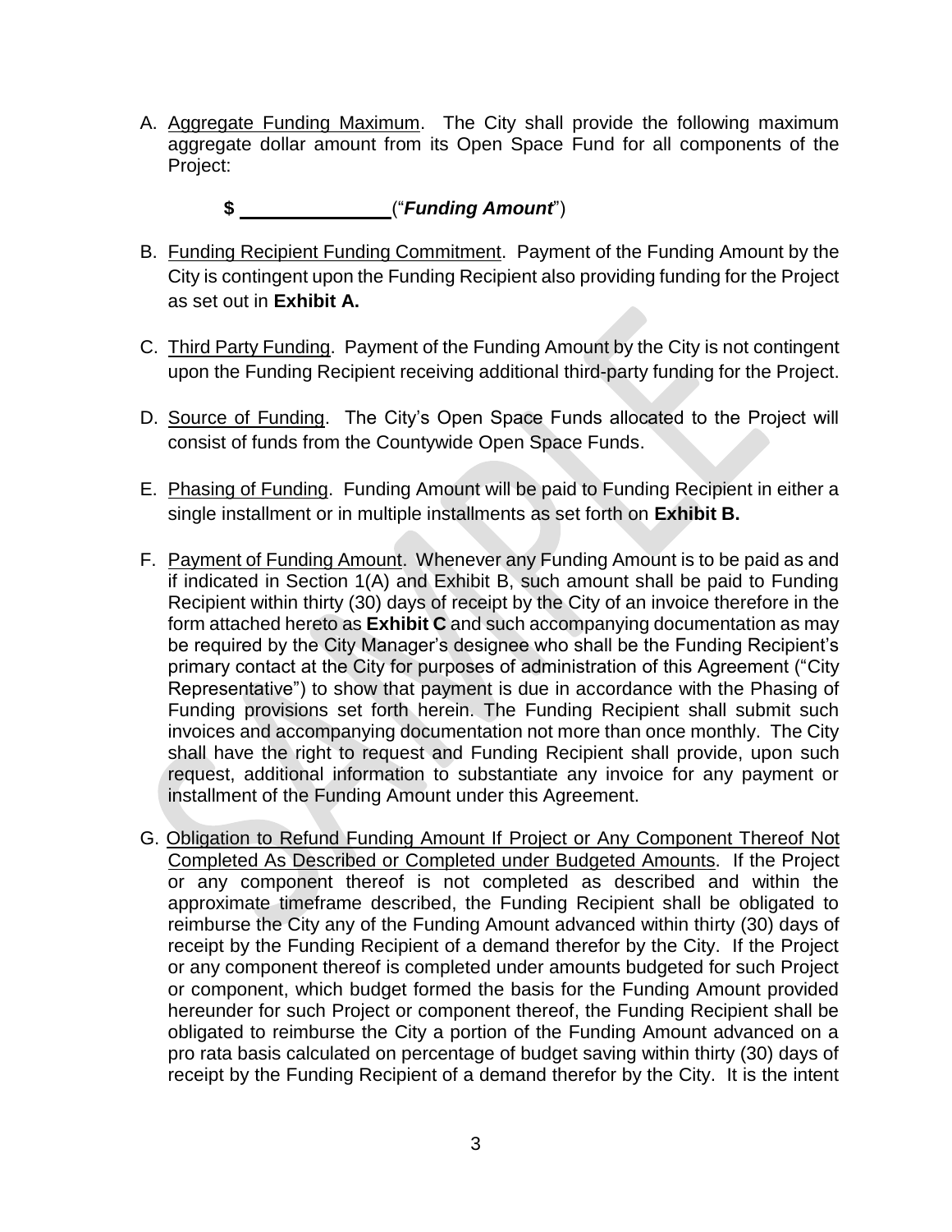A. Aggregate Funding Maximum. The City shall provide the following maximum aggregate dollar amount from its Open Space Fund for all components of the Project:

**$ \_\_\_\_\_\_\_\_\_\_\_\_\_\_\_** ("***Funding Amount***")

B. Funding Recipient Funding Commitment. Payment of the Funding Amount by the City is contingent upon the Funding Recipient also providing funding for the Project as set out in **Exhibit A.**

C. Third Party Funding. Payment of the Funding Amount by the City is not contingent upon the Funding Recipient receiving additional third-party funding for the Project.

D. Source of Funding. The City's Open Space Funds allocated to the Project will consist of funds from the Countywide Open Space Funds.

E. Phasing of Funding. Funding Amount will be paid to Funding Recipient in either a single installment or in multiple installments as set forth on **Exhibit B.**

F. Payment of Funding Amount. Whenever any Funding Amount is to be paid as and if indicated in Section 1(A) and Exhibit B, such amount shall be paid to Funding Recipient within thirty (30) days of receipt by the City of an invoice therefore in the form attached hereto as **Exhibit C** and such accompanying documentation as may be required by the City Manager's designee who shall be the Funding Recipient's primary contact at the City for purposes of administration of this Agreement ("City Representative") to show that payment is due in accordance with the Phasing of Funding provisions set forth herein. The Funding Recipient shall submit such invoices and accompanying documentation not more than once monthly. The City shall have the right to request and Funding Recipient shall provide, upon such request, additional information to substantiate any invoice for any payment or installment of the Funding Amount under this Agreement.

G. Obligation to Refund Funding Amount If Project or Any Component Thereof Not Completed As Described or Completed under Budgeted Amounts. If the Project or any component thereof is not completed as described and within the approximate timeframe described, the Funding Recipient shall be obligated to reimburse the City any of the Funding Amount advanced within thirty (30) days of receipt by the Funding Recipient of a demand therefor by the City. If the Project or any component thereof is completed under amounts budgeted for such Project or component, which budget formed the basis for the Funding Amount provided hereunder for such Project or component thereof, the Funding Recipient shall be obligated to reimburse the City a portion of the Funding Amount advanced on a pro rata basis calculated on percentage of budget saving within thirty (30) days of receipt by the Funding Recipient of a demand therefor by the City. It is the intent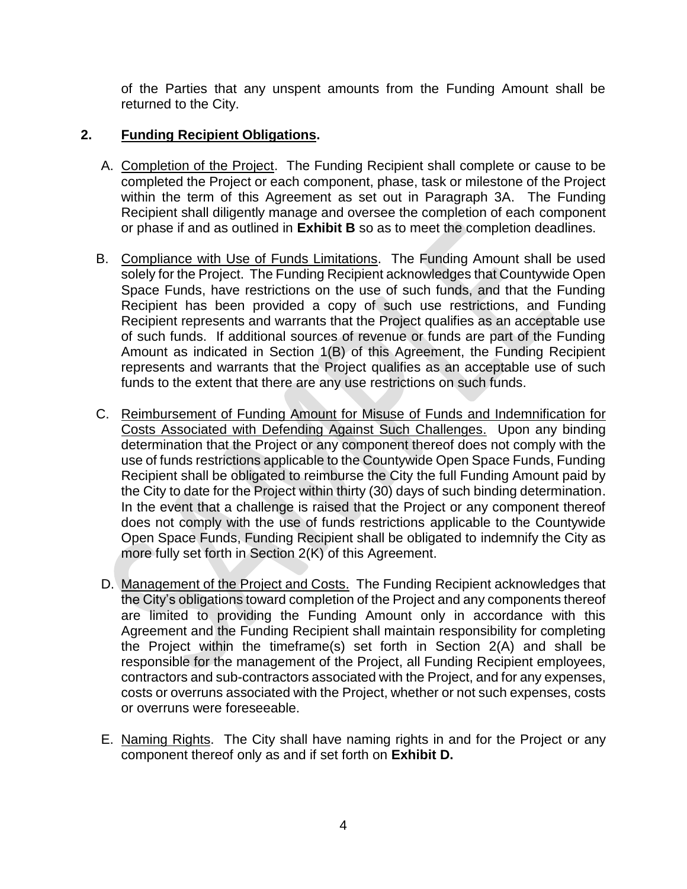of the Parties that any unspent amounts from the Funding Amount shall be returned to the City.

**2. Funding Recipient Obligations.**

A. Completion of the Project. The Funding Recipient shall complete or cause to be completed the Project or each component, phase, task or milestone of the Project within the term of this Agreement as set out in Paragraph 3A. The Funding Recipient shall diligently manage and oversee the completion of each component or phase if and as outlined in **Exhibit B** so as to meet the completion deadlines.

B. Compliance with Use of Funds Limitations. The Funding Amount shall be used solely for the Project. The Funding Recipient acknowledges that Countywide Open Space Funds, have restrictions on the use of such funds, and that the Funding Recipient has been provided a copy of such use restrictions, and Funding Recipient represents and warrants that the Project qualifies as an acceptable use of such funds. If additional sources of revenue or funds are part of the Funding Amount as indicated in Section 1(B) of this Agreement, the Funding Recipient represents and warrants that the Project qualifies as an acceptable use of such funds to the extent that there are any use restrictions on such funds.

C. Reimbursement of Funding Amount for Misuse of Funds and Indemnification for Costs Associated with Defending Against Such Challenges. Upon any binding determination that the Project or any component thereof does not comply with the use of funds restrictions applicable to the Countywide Open Space Funds, Funding Recipient shall be obligated to reimburse the City the full Funding Amount paid by the City to date for the Project within thirty (30) days of such binding determination. In the event that a challenge is raised that the Project or any component thereof does not comply with the use of funds restrictions applicable to the Countywide Open Space Funds, Funding Recipient shall be obligated to indemnify the City as more fully set forth in Section 2(K) of this Agreement.

D. Management of the Project and Costs. The Funding Recipient acknowledges that the City's obligations toward completion of the Project and any components thereof are limited to providing the Funding Amount only in accordance with this Agreement and the Funding Recipient shall maintain responsibility for completing the Project within the timeframe(s) set forth in Section 2(A) and shall be responsible for the management of the Project, all Funding Recipient employees, contractors and sub-contractors associated with the Project, and for any expenses, costs or overruns associated with the Project, whether or not such expenses, costs or overruns were foreseeable.

E. Naming Rights. The City shall have naming rights in and for the Project or any component thereof only as and if set forth on **Exhibit D.**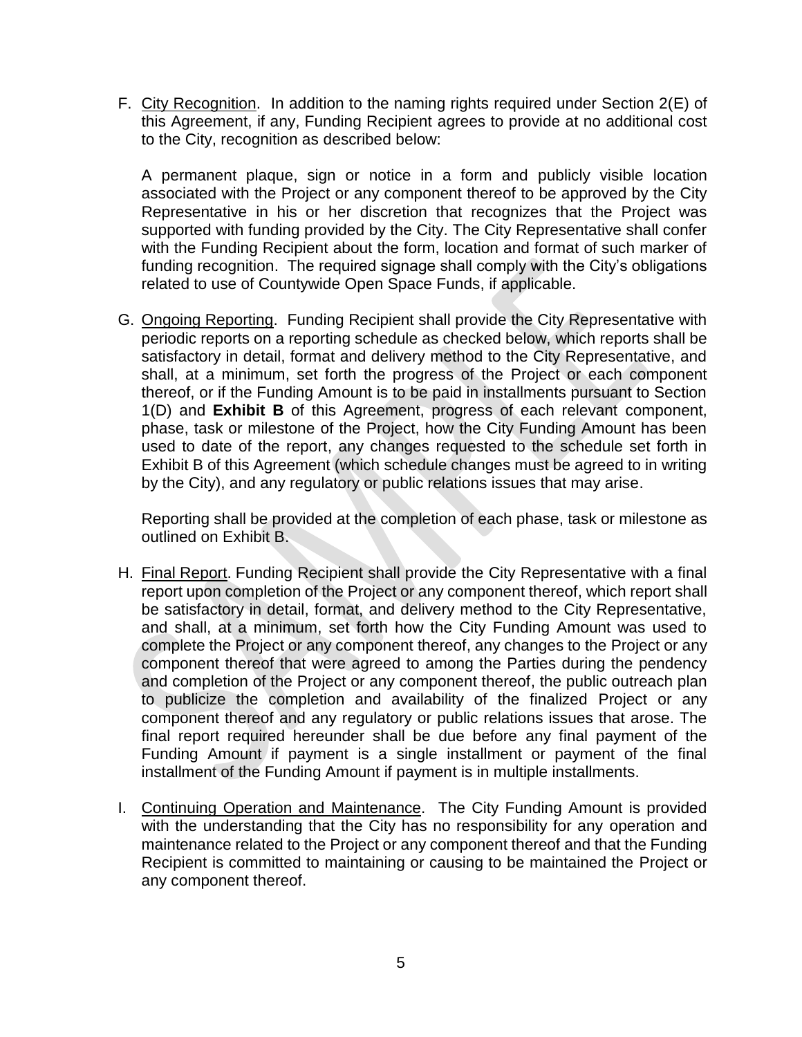F. <u>City Recognition</u>. In addition to the naming rights required under Section 2(E) of this Agreement, if any, Funding Recipient agrees to provide at no additional cost to the City, recognition as described below:

   A permanent plaque, sign or notice in a form and publicly visible location associated with the Project or any component thereof to be approved by the City Representative in his or her discretion that recognizes that the Project was supported with funding provided by the City. The City Representative shall confer with the Funding Recipient about the form, location and format of such marker of funding recognition. The required signage shall comply with the City's obligations related to use of Countywide Open Space Funds, if applicable.

G. <u>Ongoing Reporting</u>. Funding Recipient shall provide the City Representative with periodic reports on a reporting schedule as checked below, which reports shall be satisfactory in detail, format and delivery method to the City Representative, and shall, at a minimum, set forth the progress of the Project or each component thereof, or if the Funding Amount is to be paid in installments pursuant to Section 1(D) and **Exhibit B** of this Agreement, progress of each relevant component, phase, task or milestone of the Project, how the City Funding Amount has been used to date of the report, any changes requested to the schedule set forth in Exhibit B of this Agreement (which schedule changes must be agreed to in writing by the City), and any regulatory or public relations issues that may arise.

   Reporting shall be provided at the completion of each phase, task or milestone as outlined on Exhibit B.

H. <u>Final Report</u>. Funding Recipient shall provide the City Representative with a final report upon completion of the Project or any component thereof, which report shall be satisfactory in detail, format, and delivery method to the City Representative, and shall, at a minimum, set forth how the City Funding Amount was used to complete the Project or any component thereof, any changes to the Project or any component thereof that were agreed to among the Parties during the pendency and completion of the Project or any component thereof, the public outreach plan to publicize the completion and availability of the finalized Project or any component thereof and any regulatory or public relations issues that arose. The final report required hereunder shall be due before any final payment of the Funding Amount if payment is a single installment or payment of the final installment of the Funding Amount if payment is in multiple installments.

I. <u>Continuing Operation and Maintenance</u>. The City Funding Amount is provided with the understanding that the City has no responsibility for any operation and maintenance related to the Project or any component thereof and that the Funding Recipient is committed to maintaining or causing to be maintained the Project or any component thereof.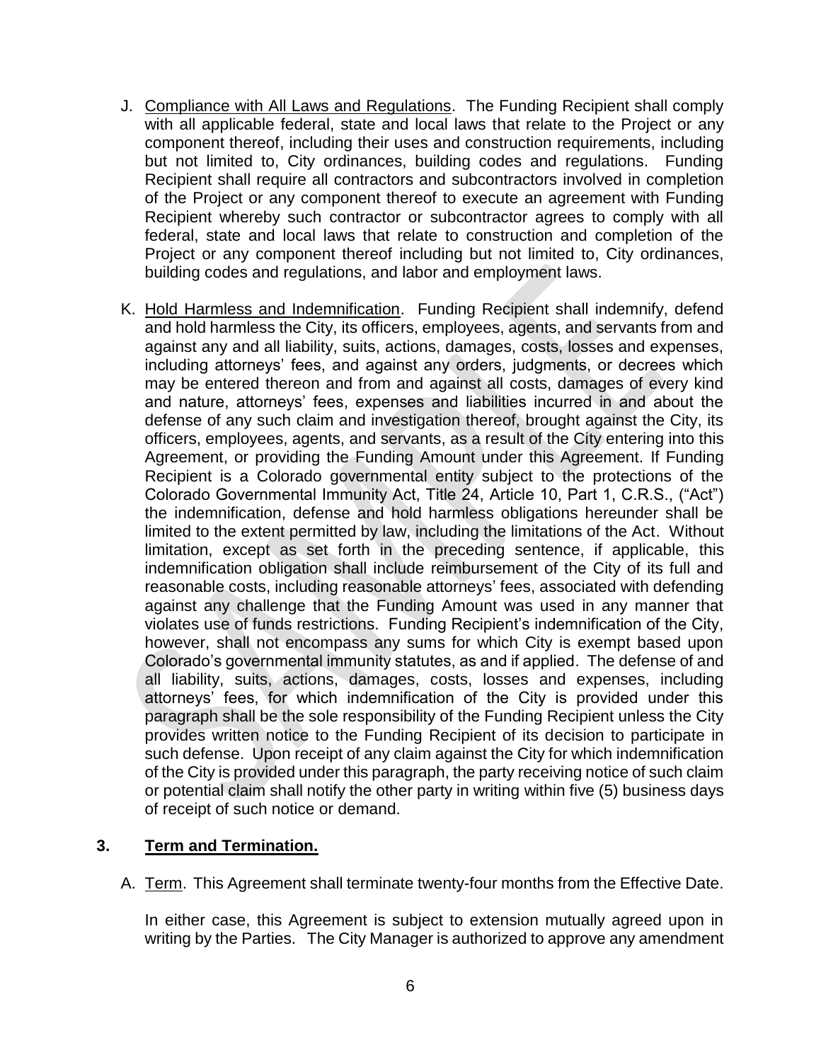J. Compliance with All Laws and Regulations. The Funding Recipient shall comply with all applicable federal, state and local laws that relate to the Project or any component thereof, including their uses and construction requirements, including but not limited to, City ordinances, building codes and regulations. Funding Recipient shall require all contractors and subcontractors involved in completion of the Project or any component thereof to execute an agreement with Funding Recipient whereby such contractor or subcontractor agrees to comply with all federal, state and local laws that relate to construction and completion of the Project or any component thereof including but not limited to, City ordinances, building codes and regulations, and labor and employment laws.

K. Hold Harmless and Indemnification. Funding Recipient shall indemnify, defend and hold harmless the City, its officers, employees, agents, and servants from and against any and all liability, suits, actions, damages, costs, losses and expenses, including attorneys' fees, and against any orders, judgments, or decrees which may be entered thereon and from and against all costs, damages of every kind and nature, attorneys' fees, expenses and liabilities incurred in and about the defense of any such claim and investigation thereof, brought against the City, its officers, employees, agents, and servants, as a result of the City entering into this Agreement, or providing the Funding Amount under this Agreement. If Funding Recipient is a Colorado governmental entity subject to the protections of the Colorado Governmental Immunity Act, Title 24, Article 10, Part 1, C.R.S., ("Act") the indemnification, defense and hold harmless obligations hereunder shall be limited to the extent permitted by law, including the limitations of the Act. Without limitation, except as set forth in the preceding sentence, if applicable, this indemnification obligation shall include reimbursement of the City of its full and reasonable costs, including reasonable attorneys' fees, associated with defending against any challenge that the Funding Amount was used in any manner that violates use of funds restrictions. Funding Recipient's indemnification of the City, however, shall not encompass any sums for which City is exempt based upon Colorado's governmental immunity statutes, as and if applied. The defense of and all liability, suits, actions, damages, costs, losses and expenses, including attorneys' fees, for which indemnification of the City is provided under this paragraph shall be the sole responsibility of the Funding Recipient unless the City provides written notice to the Funding Recipient of its decision to participate in such defense. Upon receipt of any claim against the City for which indemnification of the City is provided under this paragraph, the party receiving notice of such claim or potential claim shall notify the other party in writing within five (5) business days of receipt of such notice or demand.

## 3. Term and Termination.

A. Term. This Agreement shall terminate twenty-four months from the Effective Date.

In either case, this Agreement is subject to extension mutually agreed upon in writing by the Parties. The City Manager is authorized to approve any amendment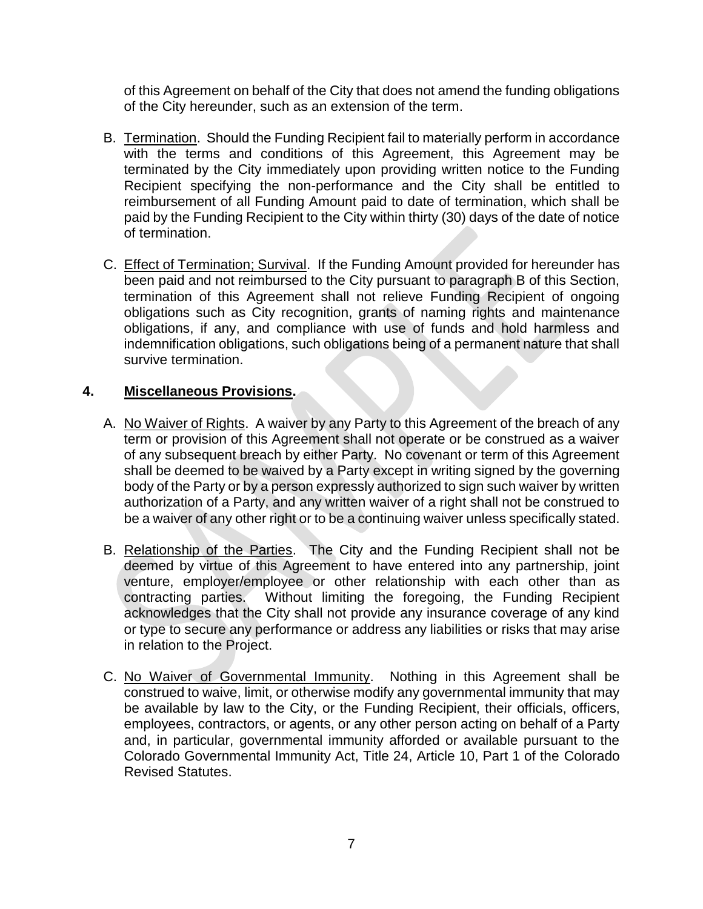of this Agreement on behalf of the City that does not amend the funding obligations of the City hereunder, such as an extension of the term.

B. Termination. Should the Funding Recipient fail to materially perform in accordance with the terms and conditions of this Agreement, this Agreement may be terminated by the City immediately upon providing written notice to the Funding Recipient specifying the non-performance and the City shall be entitled to reimbursement of all Funding Amount paid to date of termination, which shall be paid by the Funding Recipient to the City within thirty (30) days of the date of notice of termination.

C. Effect of Termination; Survival. If the Funding Amount provided for hereunder has been paid and not reimbursed to the City pursuant to paragraph B of this Section, termination of this Agreement shall not relieve Funding Recipient of ongoing obligations such as City recognition, grants of naming rights and maintenance obligations, if any, and compliance with use of funds and hold harmless and indemnification obligations, such obligations being of a permanent nature that shall survive termination.

## 4. Miscellaneous Provisions.

A. No Waiver of Rights. A waiver by any Party to this Agreement of the breach of any term or provision of this Agreement shall not operate or be construed as a waiver of any subsequent breach by either Party. No covenant or term of this Agreement shall be deemed to be waived by a Party except in writing signed by the governing body of the Party or by a person expressly authorized to sign such waiver by written authorization of a Party, and any written waiver of a right shall not be construed to be a waiver of any other right or to be a continuing waiver unless specifically stated.

B. Relationship of the Parties. The City and the Funding Recipient shall not be deemed by virtue of this Agreement to have entered into any partnership, joint venture, employer/employee or other relationship with each other than as contracting parties. Without limiting the foregoing, the Funding Recipient acknowledges that the City shall not provide any insurance coverage of any kind or type to secure any performance or address any liabilities or risks that may arise in relation to the Project.

C. No Waiver of Governmental Immunity. Nothing in this Agreement shall be construed to waive, limit, or otherwise modify any governmental immunity that may be available by law to the City, or the Funding Recipient, their officials, officers, employees, contractors, or agents, or any other person acting on behalf of a Party and, in particular, governmental immunity afforded or available pursuant to the Colorado Governmental Immunity Act, Title 24, Article 10, Part 1 of the Colorado Revised Statutes.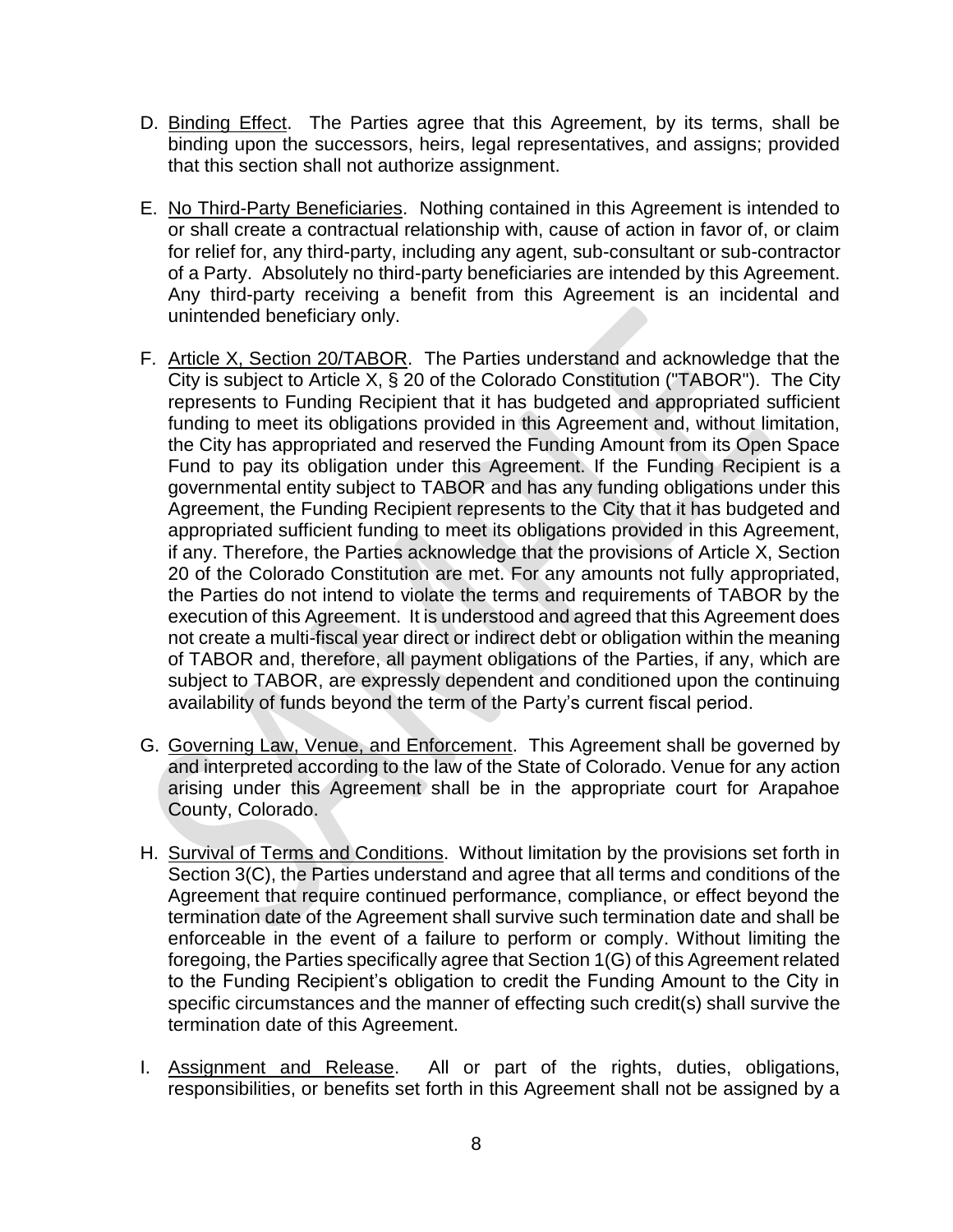D. Binding Effect. The Parties agree that this Agreement, by its terms, shall be binding upon the successors, heirs, legal representatives, and assigns; provided that this section shall not authorize assignment.

E. No Third-Party Beneficiaries. Nothing contained in this Agreement is intended to or shall create a contractual relationship with, cause of action in favor of, or claim for relief for, any third-party, including any agent, sub-consultant or sub-contractor of a Party. Absolutely no third-party beneficiaries are intended by this Agreement. Any third-party receiving a benefit from this Agreement is an incidental and unintended beneficiary only.

F. Article X, Section 20/TABOR. The Parties understand and acknowledge that the City is subject to Article X, § 20 of the Colorado Constitution ("TABOR"). The City represents to Funding Recipient that it has budgeted and appropriated sufficient funding to meet its obligations provided in this Agreement and, without limitation, the City has appropriated and reserved the Funding Amount from its Open Space Fund to pay its obligation under this Agreement. If the Funding Recipient is a governmental entity subject to TABOR and has any funding obligations under this Agreement, the Funding Recipient represents to the City that it has budgeted and appropriated sufficient funding to meet its obligations provided in this Agreement, if any. Therefore, the Parties acknowledge that the provisions of Article X, Section 20 of the Colorado Constitution are met. For any amounts not fully appropriated, the Parties do not intend to violate the terms and requirements of TABOR by the execution of this Agreement. It is understood and agreed that this Agreement does not create a multi-fiscal year direct or indirect debt or obligation within the meaning of TABOR and, therefore, all payment obligations of the Parties, if any, which are subject to TABOR, are expressly dependent and conditioned upon the continuing availability of funds beyond the term of the Party's current fiscal period.

G. Governing Law, Venue, and Enforcement. This Agreement shall be governed by and interpreted according to the law of the State of Colorado. Venue for any action arising under this Agreement shall be in the appropriate court for Arapahoe County, Colorado.

H. Survival of Terms and Conditions. Without limitation by the provisions set forth in Section 3(C), the Parties understand and agree that all terms and conditions of the Agreement that require continued performance, compliance, or effect beyond the termination date of the Agreement shall survive such termination date and shall be enforceable in the event of a failure to perform or comply. Without limiting the foregoing, the Parties specifically agree that Section 1(G) of this Agreement related to the Funding Recipient's obligation to credit the Funding Amount to the City in specific circumstances and the manner of effecting such credit(s) shall survive the termination date of this Agreement.

I. Assignment and Release. All or part of the rights, duties, obligations, responsibilities, or benefits set forth in this Agreement shall not be assigned by a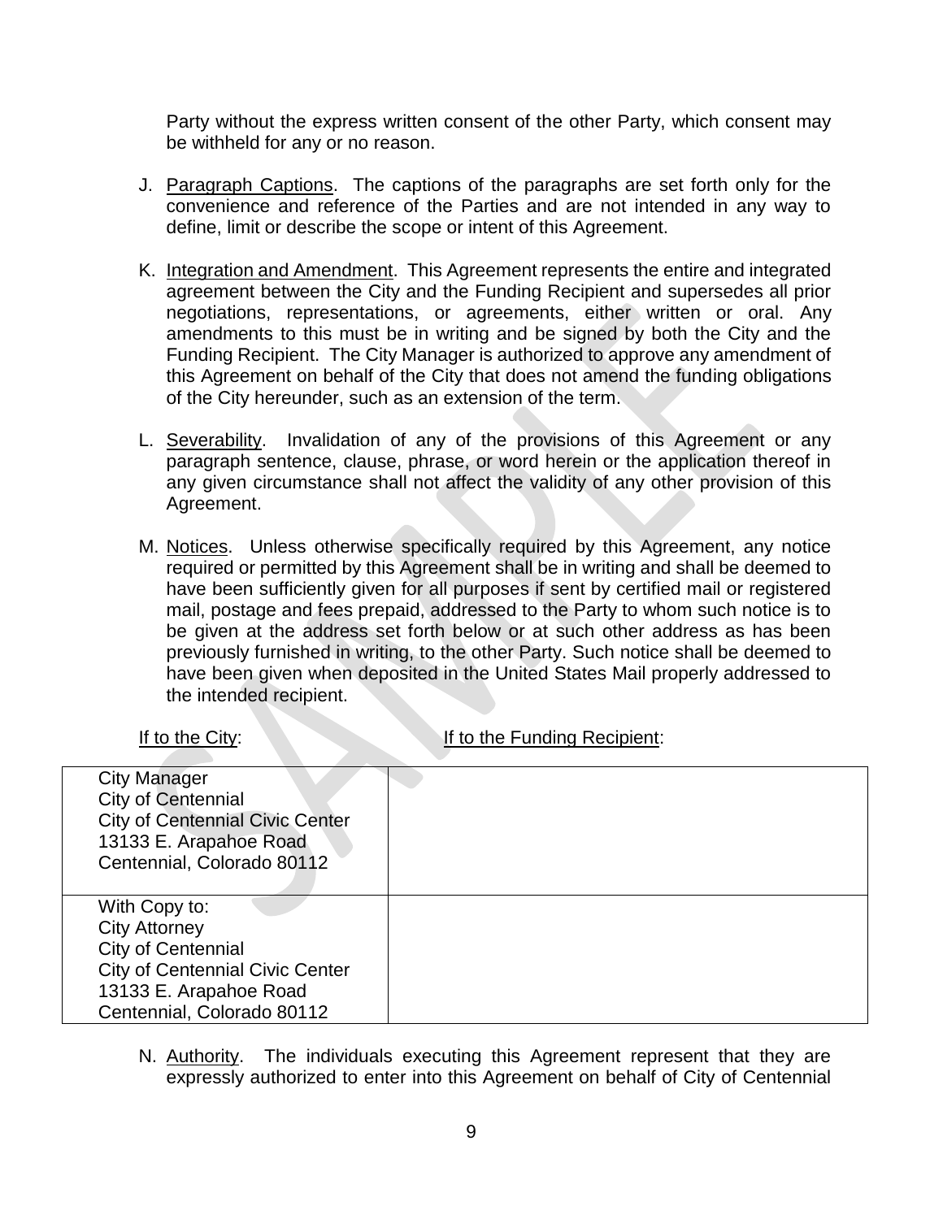Party without the express written consent of the other Party, which consent may be withheld for any or no reason.

J. Paragraph Captions. The captions of the paragraphs are set forth only for the convenience and reference of the Parties and are not intended in any way to define, limit or describe the scope or intent of this Agreement.

K. Integration and Amendment. This Agreement represents the entire and integrated agreement between the City and the Funding Recipient and supersedes all prior negotiations, representations, or agreements, either written or oral. Any amendments to this must be in writing and be signed by both the City and the Funding Recipient. The City Manager is authorized to approve any amendment of this Agreement on behalf of the City that does not amend the funding obligations of the City hereunder, such as an extension of the term.

L. Severability. Invalidation of any of the provisions of this Agreement or any paragraph sentence, clause, phrase, or word herein or the application thereof in any given circumstance shall not affect the validity of any other provision of this Agreement.

M. Notices. Unless otherwise specifically required by this Agreement, any notice required or permitted by this Agreement shall be in writing and shall be deemed to have been sufficiently given for all purposes if sent by certified mail or registered mail, postage and fees prepaid, addressed to the Party to whom such notice is to be given at the address set forth below or at such other address as has been previously furnished in writing, to the other Party. Such notice shall be deemed to have been given when deposited in the United States Mail properly addressed to the intended recipient.

| If to the City: | If to the Funding Recipient: |
|---|---|
| City Manager<br>City of Centennial<br>City of Centennial Civic Center<br>13133 E. Arapahoe Road<br>Centennial, Colorado 80112 | |
| With Copy to:<br>City Attorney<br>City of Centennial<br>City of Centennial Civic Center<br>13133 E. Arapahoe Road<br>Centennial, Colorado 80112 | |

N. Authority. The individuals executing this Agreement represent that they are expressly authorized to enter into this Agreement on behalf of City of Centennial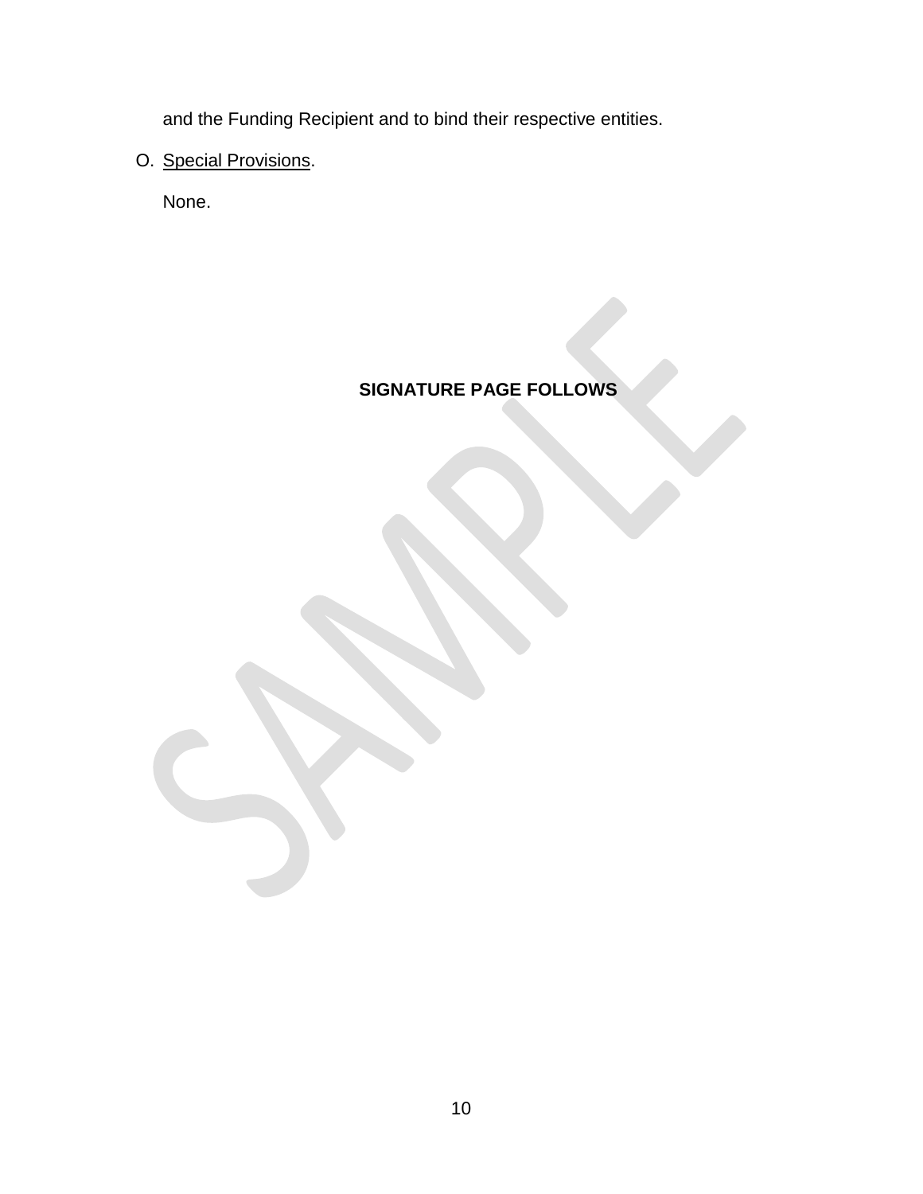and the Funding Recipient and to bind their respective entities.

O. Special Provisions.

None.

**SIGNATURE PAGE FOLLOWS**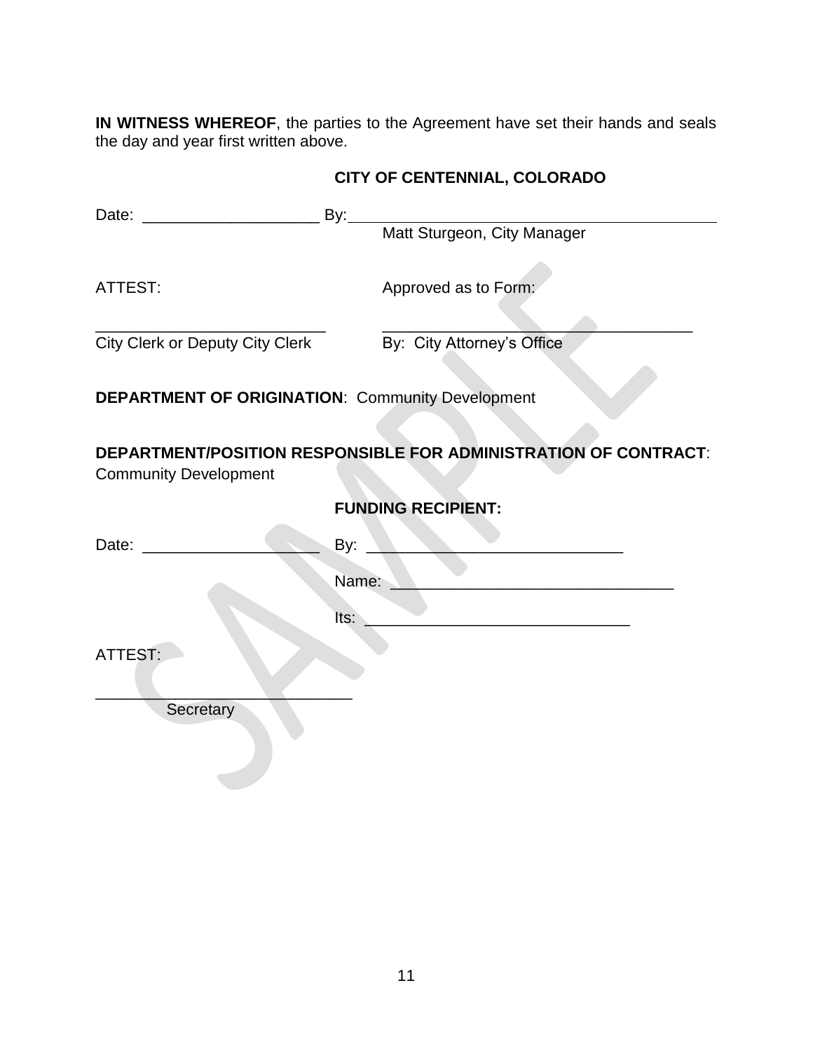**IN WITNESS WHEREOF**, the parties to the Agreement have set their hands and seals the day and year first written above.

**CITY OF CENTENNIAL, COLORADO**

Date: ____________________ By: ____________________________________________
Matt Sturgeon, City Manager

ATTEST: Approved as to Form:

__________________________ ____________________________________
City Clerk or Deputy City Clerk By: City Attorney's Office

**DEPARTMENT OF ORIGINATION**: Community Development

**DEPARTMENT/POSITION RESPONSIBLE FOR ADMINISTRATION OF CONTRACT**: Community Development

**FUNDING RECIPIENT:**

Date: ____________________ By: _____________________________

Name: ________________________________

Its: ______________________________

ATTEST:

_____________________________
Secretary

SAMPLE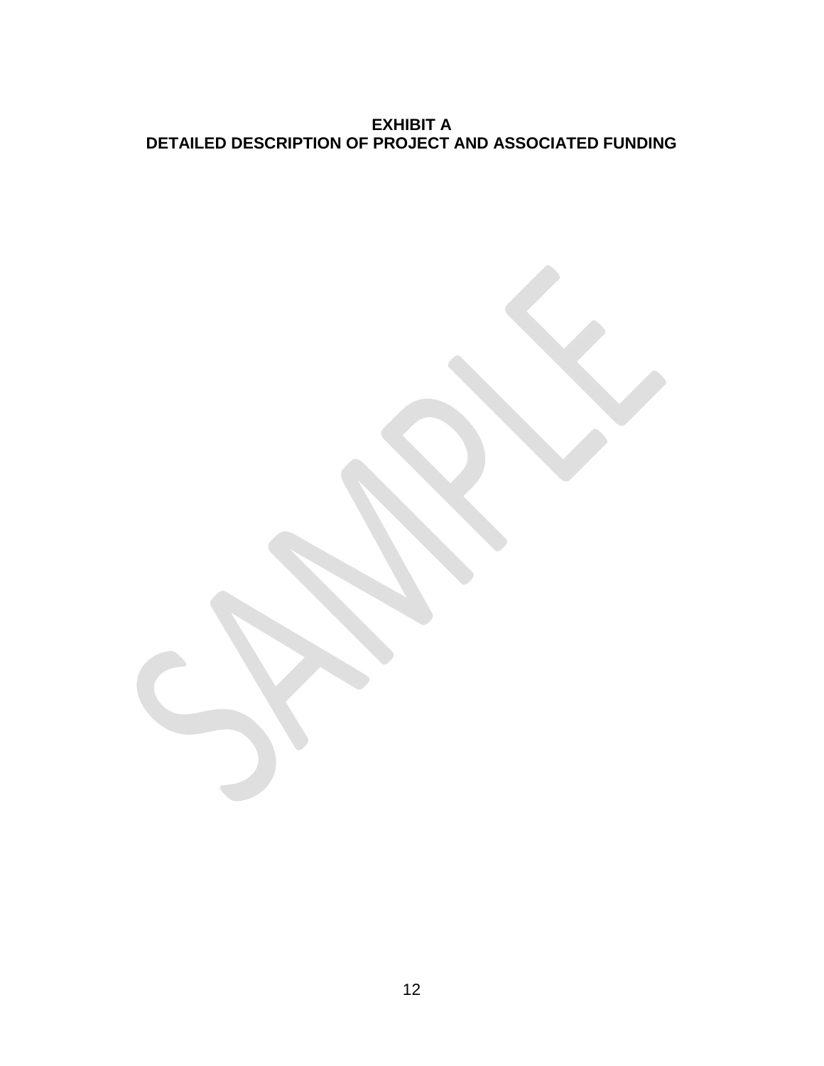# EXHIBIT A
## DETAILED DESCRIPTION OF PROJECT AND ASSOCIATED FUNDING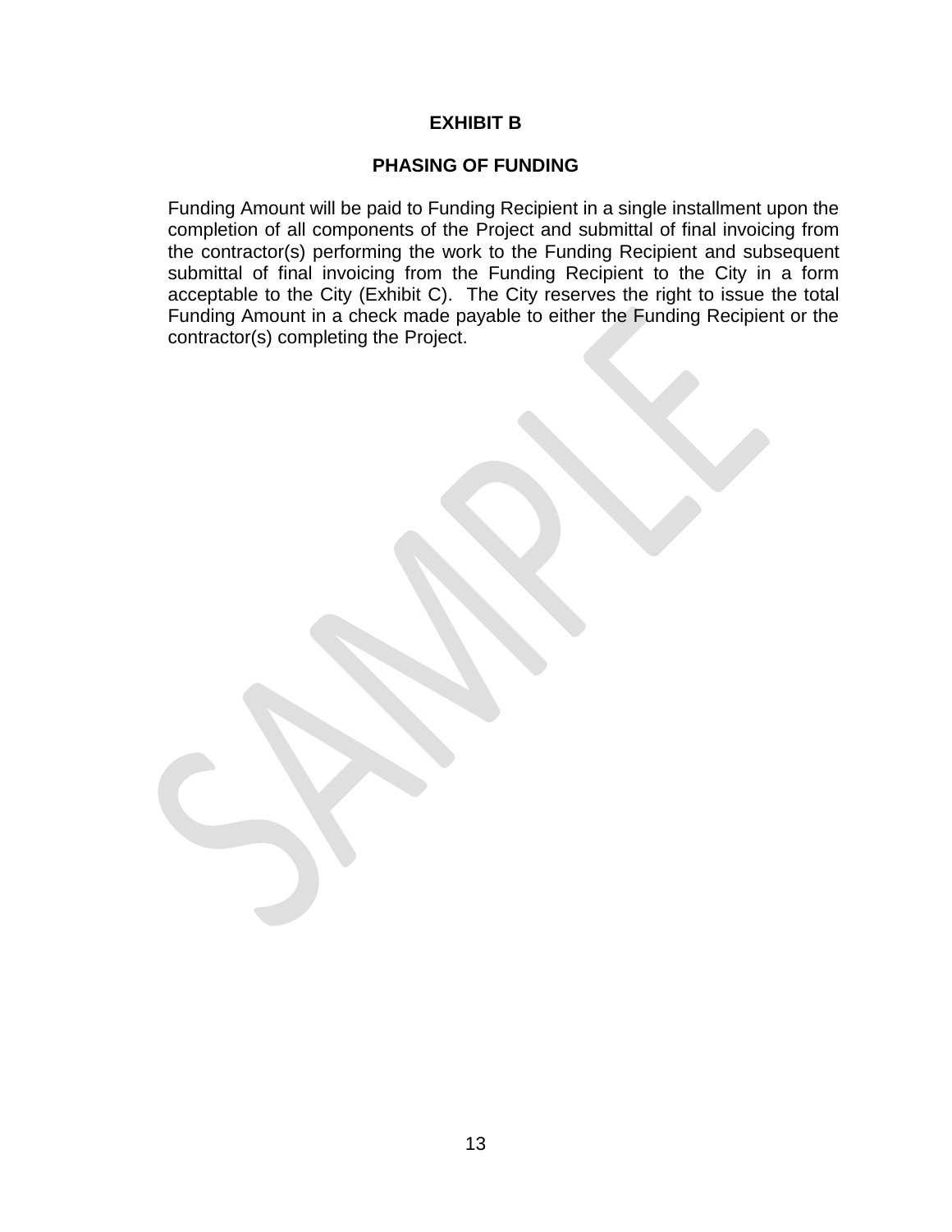# EXHIBIT B

## PHASING OF FUNDING

Funding Amount will be paid to Funding Recipient in a single installment upon the completion of all components of the Project and submittal of final invoicing from the contractor(s) performing the work to the Funding Recipient and subsequent submittal of final invoicing from the Funding Recipient to the City in a form acceptable to the City (Exhibit C). The City reserves the right to issue the total Funding Amount in a check made payable to either the Funding Recipient or the contractor(s) completing the Project.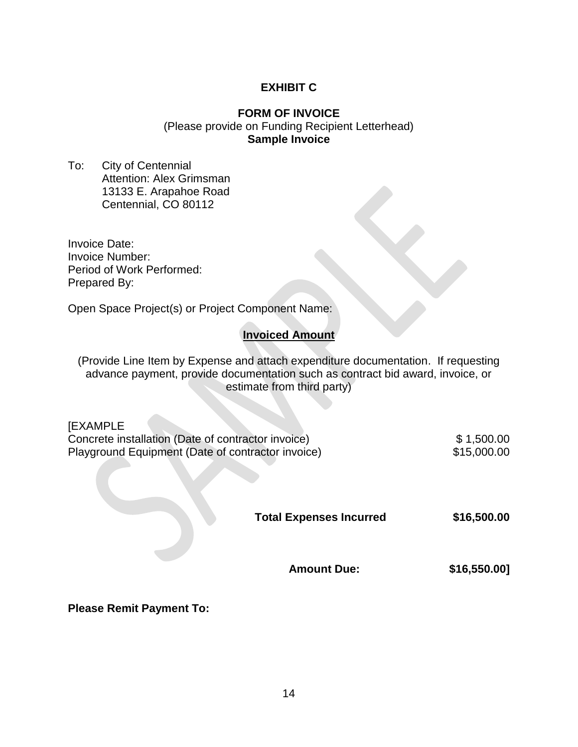# EXHIBIT C

## FORM OF INVOICE

(Please provide on Funding Recipient Letterhead)

**Sample Invoice**

To: City of Centennial
Attention: Alex Grimsman
13133 E. Arapahoe Road
Centennial, CO 80112

Invoice Date:
Invoice Number:
Period of Work Performed:
Prepared By:

Open Space Project(s) or Project Component Name:

**Invoiced Amount**

(Provide Line Item by Expense and attach expenditure documentation. If requesting advance payment, provide documentation such as contract bid award, invoice, or estimate from third party)

[EXAMPLE

| | |
|---|---|
| Concrete installation (Date of contractor invoice) | $ 1,500.00 |
| Playground Equipment (Date of contractor invoice) | $15,000.00 |
| **Total Expenses Incurred** | **$16,500.00** |
| **Amount Due:** | **$16,550.00]** |

**Please Remit Payment To:**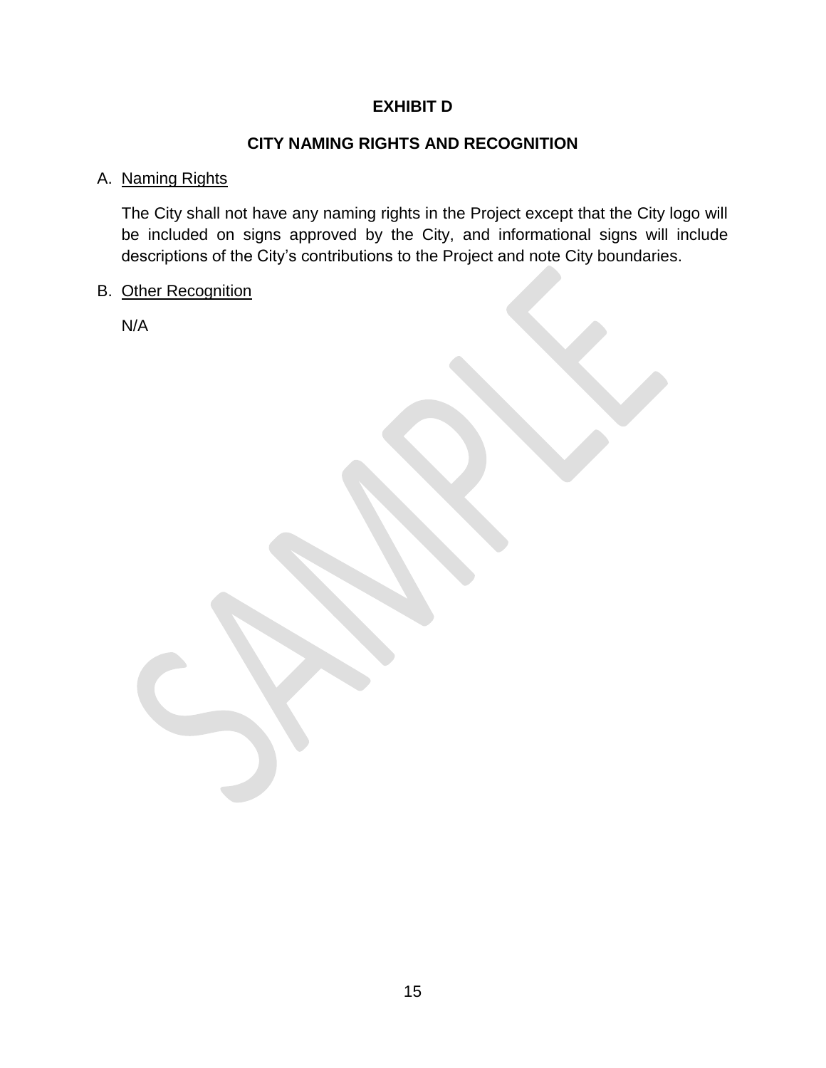# EXHIBIT D

## CITY NAMING RIGHTS AND RECOGNITION

A. Naming Rights

The City shall not have any naming rights in the Project except that the City logo will be included on signs approved by the City, and informational signs will include descriptions of the City's contributions to the Project and note City boundaries.

B. Other Recognition

N/A